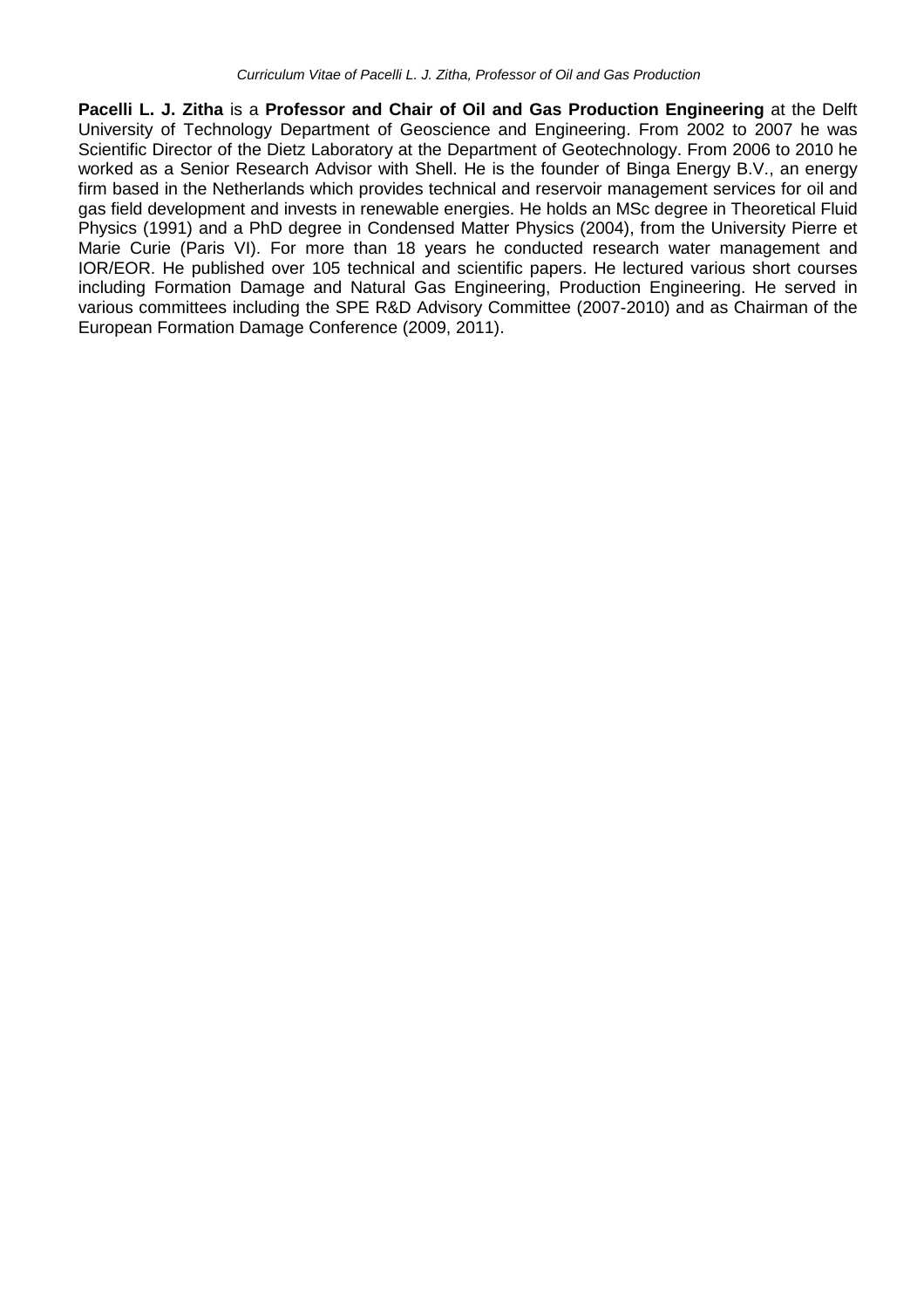*Curriculum Vitae of Pacelli L. J. Zitha, Professor of Oil and Gas Production*

**Pacelli L. J. Zitha** is a **Professor and Chair of Oil and Gas Production Engineering** at the Delft University of Technology Department of Geoscience and Engineering. From 2002 to 2007 he was Scientific Director of the Dietz Laboratory at the Department of Geotechnology. From 2006 to 2010 he worked as a Senior Research Advisor with Shell. He is the founder of Binga Energy B.V., an energy firm based in the Netherlands which provides technical and reservoir management services for oil and gas field development and invests in renewable energies. He holds an MSc degree in Theoretical Fluid Physics (1991) and a PhD degree in Condensed Matter Physics (2004), from the University Pierre et Marie Curie (Paris VI). For more than 18 years he conducted research water management and IOR/EOR. He published over 105 technical and scientific papers. He lectured various short courses including Formation Damage and Natural Gas Engineering, Production Engineering. He served in various committees including the SPE R&D Advisory Committee (2007-2010) and as Chairman of the European Formation Damage Conference (2009, 2011).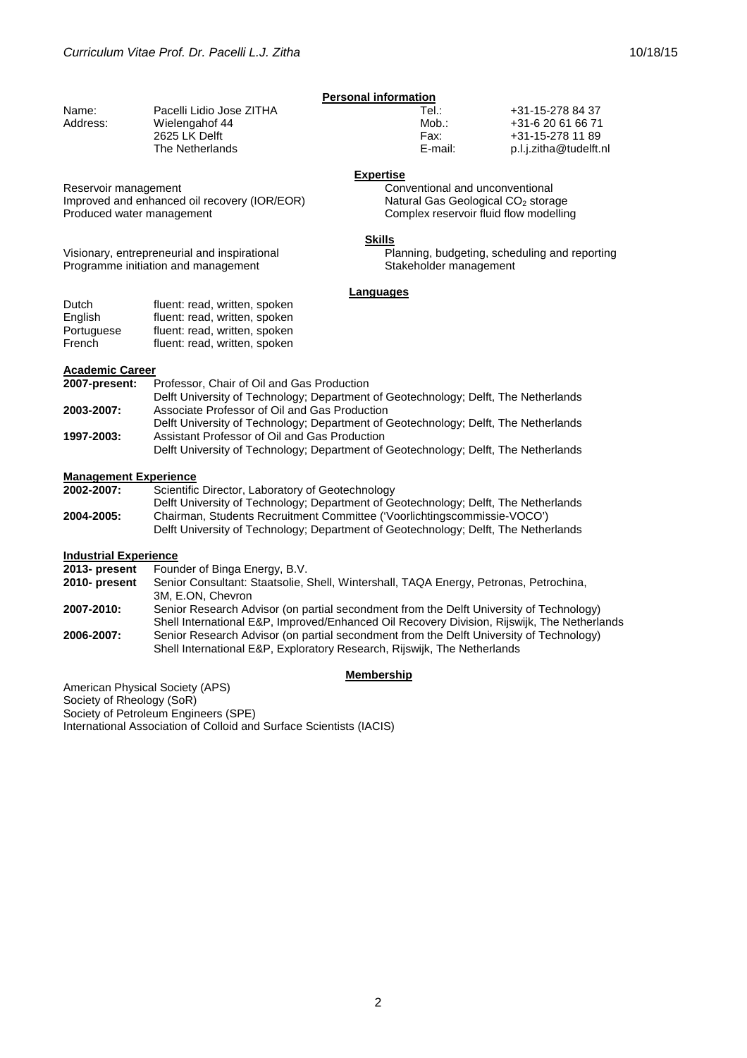## Personal information

| | | | |
|---|---|---|---|
| Name: | Pacelli Lidio Jose ZITHA | Tel.: | +31-15-278 84 37 |
| Address: | Wielengahof 44 | Mob.: | +31-6 20 61 66 71 |
| | 2625 LK Delft | Fax: | +31-15-278 11 89 |
| | The Netherlands | E-mail: | p.l.j.zitha@tudelft.nl |

## Expertise

Reservoir management
Improved and enhanced oil recovery (IOR/EOR)
Produced water management
Conventional and unconventional
Natural Gas Geological $CO_2$ storage
Complex reservoir fluid flow modelling

## Skills

Visionary, entrepreneurial and inspirational
Programme initiation and management
Planning, budgeting, scheduling and reporting
Stakeholder management

## Languages

| | |
|---|---|
| Dutch | fluent: read, written, spoken |
| English | fluent: read, written, spoken |
| Portuguese | fluent: read, written, spoken |
| French | fluent: read, written, spoken |

## Academic Career

**2007-present:** Professor, Chair of Oil and Gas Production
Delft University of Technology; Department of Geotechnology; Delft, The Netherlands

**2003-2007:** Associate Professor of Oil and Gas Production
Delft University of Technology; Department of Geotechnology; Delft, The Netherlands

**1997-2003:** Assistant Professor of Oil and Gas Production
Delft University of Technology; Department of Geotechnology; Delft, The Netherlands

## Management Experience

**2002-2007:** Scientific Director, Laboratory of Geotechnology
Delft University of Technology; Department of Geotechnology; Delft, The Netherlands

**2004-2005:** Chairman, Students Recruitment Committee ('Voorlichtingscommissie-VOCO')
Delft University of Technology; Department of Geotechnology; Delft, The Netherlands

## Industrial Experience

**2013- present** Founder of Binga Energy, B.V.

**2010- present** Senior Consultant: Staatsolie, Shell, Wintershall, TAQA Energy, Petronas, Petrochina, 3M, E.ON, Chevron

**2007-2010:** Senior Research Advisor (on partial secondment from the Delft University of Technology)
Shell International E&P, Improved/Enhanced Oil Recovery Division, Rijswijk, The Netherlands

**2006-2007:** Senior Research Advisor (on partial secondment from the Delft University of Technology)
Shell International E&P, Exploratory Research, Rijswijk, The Netherlands

## Membership

American Physical Society (APS)
Society of Rheology (SoR)
Society of Petroleum Engineers (SPE)
International Association of Colloid and Surface Scientists (IACIS)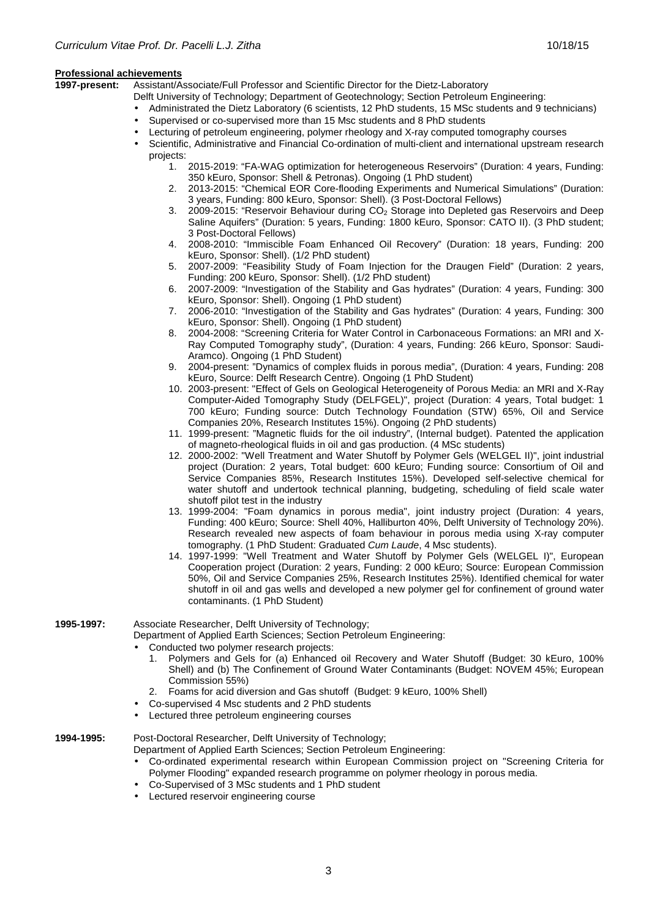**Professional achievements**

**1997-present:** Assistant/Associate/Full Professor and Scientific Director for the Dietz-Laboratory

Delft University of Technology; Department of Geotechnology; Section Petroleum Engineering:

- Administrated the Dietz Laboratory (6 scientists, 12 PhD students, 15 MSc students and 9 technicians)
- Supervised or co-supervised more than 15 Msc students and 8 PhD students
- Lecturing of petroleum engineering, polymer rheology and X-ray computed tomography courses
- Scientific, Administrative and Financial Co-ordination of multi-client and international upstream research projects:
    1. 2015-2019: "FA-WAG optimization for heterogeneous Reservoirs" (Duration: 4 years, Funding: 350 kEuro, Sponsor: Shell & Petronas). Ongoing (1 PhD student)
    2. 2013-2015: "Chemical EOR Core-flooding Experiments and Numerical Simulations" (Duration: 3 years, Funding: 800 kEuro, Sponsor: Shell). (3 Post-Doctoral Fellows)
    3. 2009-2015: "Reservoir Behaviour during $CO_2$ Storage into Depleted gas Reservoirs and Deep Saline Aquifers" (Duration: 5 years, Funding: 1800 kEuro, Sponsor: CATO II). (3 PhD student; 3 Post-Doctoral Fellows)
    4. 2008-2010: "Immiscible Foam Enhanced Oil Recovery" (Duration: 18 years, Funding: 200 kEuro, Sponsor: Shell). (1/2 PhD student)
    5. 2007-2009: "Feasibility Study of Foam Injection for the Draugen Field" (Duration: 2 years, Funding: 200 kEuro, Sponsor: Shell). (1/2 PhD student)
    6. 2007-2009: "Investigation of the Stability and Gas hydrates" (Duration: 4 years, Funding: 300 kEuro, Sponsor: Shell). Ongoing (1 PhD student)
    7. 2006-2010: "Investigation of the Stability and Gas hydrates" (Duration: 4 years, Funding: 300 kEuro, Sponsor: Shell). Ongoing (1 PhD student)
    8. 2004-2008: "Screening Criteria for Water Control in Carbonaceous Formations: an MRI and X-Ray Computed Tomography study", (Duration: 4 years, Funding: 266 kEuro, Sponsor: Saudi-Aramco). Ongoing (1 PhD Student)
    9. 2004-present: "Dynamics of complex fluids in porous media", (Duration: 4 years, Funding: 208 kEuro, Source: Delft Research Centre). Ongoing (1 PhD Student)
    10. 2003-present: "Effect of Gels on Geological Heterogeneity of Porous Media: an MRI and X-Ray Computer-Aided Tomography Study (DELFGEL)", project (Duration: 4 years, Total budget: 1 700 kEuro; Funding source: Dutch Technology Foundation (STW) 65%, Oil and Service Companies 20%, Research Institutes 15%). Ongoing (2 PhD students)
    11. 1999-present: "Magnetic fluids for the oil industry", (Internal budget). Patented the application of magneto-rheological fluids in oil and gas production. (4 MSc students)
    12. 2000-2002: "Well Treatment and Water Shutoff by Polymer Gels (WELGEL II)", joint industrial project (Duration: 2 years, Total budget: 600 kEuro; Funding source: Consortium of Oil and Service Companies 85%, Research Institutes 15%). Developed self-selective chemical for water shutoff and undertook technical planning, budgeting, scheduling of field scale water shutoff pilot test in the industry
    13. 1999-2004: "Foam dynamics in porous media", joint industry project (Duration: 4 years, Funding: 400 kEuro; Source: Shell 40%, Halliburton 40%, Delft University of Technology 20%). Research revealed new aspects of foam behaviour in porous media using X-ray computer tomography. (1 PhD Student: Graduated *Cum Laude*, 4 Msc students).
    14. 1997-1999: "Well Treatment and Water Shutoff by Polymer Gels (WELGEL I)", European Cooperation project (Duration: 2 years, Funding: 2 000 kEuro; Source: European Commission 50%, Oil and Service Companies 25%, Research Institutes 25%). Identified chemical for water shutoff in oil and gas wells and developed a new polymer gel for confinement of ground water contaminants. (1 PhD Student)

**1995-1997:** Associate Researcher, Delft University of Technology;

Department of Applied Earth Sciences; Section Petroleum Engineering:

- Conducted two polymer research projects:
    1. Polymers and Gels for (a) Enhanced oil Recovery and Water Shutoff (Budget: 30 kEuro, 100% Shell) and (b) The Confinement of Ground Water Contaminants (Budget: NOVEM 45%; European Commission 55%)
    2. Foams for acid diversion and Gas shutoff (Budget: 9 kEuro, 100% Shell)
- Co-supervised 4 Msc students and 2 PhD students
- Lectured three petroleum engineering courses

**1994-1995:** Post-Doctoral Researcher, Delft University of Technology;

Department of Applied Earth Sciences; Section Petroleum Engineering:

- Co-ordinated experimental research within European Commission project on "Screening Criteria for Polymer Flooding" expanded research programme on polymer rheology in porous media.
- Co-Supervised of 3 MSc students and 1 PhD student
- Lectured reservoir engineering course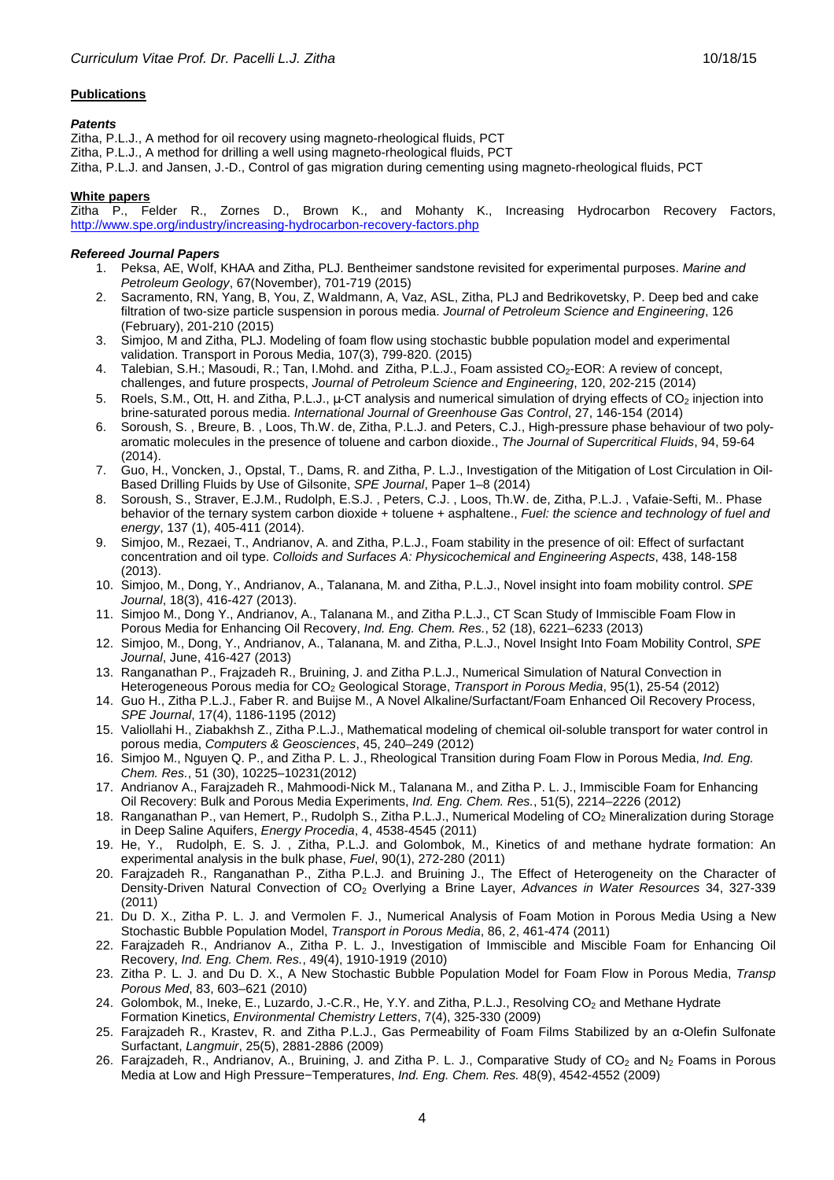**Publications**

***Patents***

Zitha, P.L.J., A method for oil recovery using magneto-rheological fluids, PCT
Zitha, P.L.J., A method for drilling a well using magneto-rheological fluids, PCT
Zitha, P.L.J. and Jansen, J.-D., Control of gas migration during cementing using magneto-rheological fluids, PCT

**White papers**

Zitha P., Felder R., Zornes D., Brown K., and Mohanty K., Increasing Hydrocarbon Recovery Factors, http://www.spe.org/industry/increasing-hydrocarbon-recovery-factors.php

***Refereed Journal Papers***

1. Peksa, AE, Wolf, KHAA and Zitha, PLJ. Bentheimer sandstone revisited for experimental purposes. *Marine and Petroleum Geology*, 67(November), 701-719 (2015)
2. Sacramento, RN, Yang, B, You, Z, Waldmann, A, Vaz, ASL, Zitha, PLJ and Bedrikovetsky, P. Deep bed and cake filtration of two-size particle suspension in porous media. *Journal of Petroleum Science and Engineering*, 126 (February), 201-210 (2015)
3. Simjoo, M and Zitha, PLJ. Modeling of foam flow using stochastic bubble population model and experimental validation. Transport in Porous Media, 107(3), 799-820. (2015)
4. Talebian, S.H.; Masoudi, R.; Tan, I.Mohd. and Zitha, P.L.J., Foam assisted $CO_2$-EOR: A review of concept, challenges, and future prospects, *Journal of Petroleum Science and Engineering*, 120, 202-215 (2014)
5. Roels, S.M., Ott, H. and Zitha, P.L.J., µ-CT analysis and numerical simulation of drying effects of $CO_2$ injection into brine-saturated porous media. *International Journal of Greenhouse Gas Control*, 27, 146-154 (2014)
6. Soroush, S. , Breure, B. , Loos, Th.W. de, Zitha, P.L.J. and Peters, C.J., High-pressure phase behaviour of two poly-aromatic molecules in the presence of toluene and carbon dioxide., *The Journal of Supercritical Fluids*, 94, 59-64 (2014).
7. Guo, H., Voncken, J., Opstal, T., Dams, R. and Zitha, P. L.J., Investigation of the Mitigation of Lost Circulation in Oil-Based Drilling Fluids by Use of Gilsonite, *SPE Journal*, Paper 1–8 (2014)
8. Soroush, S., Straver, E.J.M., Rudolph, E.S.J. , Peters, C.J. , Loos, Th.W. de, Zitha, P.L.J. , Vafaie-Sefti, M.. Phase behavior of the ternary system carbon dioxide + toluene + asphaltene., *Fuel: the science and technology of fuel and energy*, 137 (1), 405-411 (2014).
9. Simjoo, M., Rezaei, T., Andrianov, A. and Zitha, P.L.J., Foam stability in the presence of oil: Effect of surfactant concentration and oil type. *Colloids and Surfaces A: Physicochemical and Engineering Aspects*, 438, 148-158 (2013).
10. Simjoo, M., Dong, Y., Andrianov, A., Talanana, M. and Zitha, P.L.J., Novel insight into foam mobility control. *SPE Journal*, 18(3), 416-427 (2013).
11. Simjoo M., Dong Y., Andrianov, A., Talanana M., and Zitha P.L.J., CT Scan Study of Immiscible Foam Flow in Porous Media for Enhancing Oil Recovery, *Ind. Eng. Chem. Res.*, 52 (18), 6221–6233 (2013)
12. Simjoo, M., Dong, Y., Andrianov, A., Talanana, M. and Zitha, P.L.J., Novel Insight Into Foam Mobility Control, *SPE Journal*, June, 416-427 (2013)
13. Ranganathan P., Frajzadeh R., Bruining, J. and Zitha P.L.J., Numerical Simulation of Natural Convection in Heterogeneous Porous media for $CO_2$ Geological Storage, *Transport in Porous Media*, 95(1), 25-54 (2012)
14. Guo H., Zitha P.L.J., Faber R. and Buijse M., A Novel Alkaline/Surfactant/Foam Enhanced Oil Recovery Process, *SPE Journal*, 17(4), 1186-1195 (2012)
15. Valiollahi H., Ziabakhsh Z., Zitha P.L.J., Mathematical modeling of chemical oil-soluble transport for water control in porous media, *Computers & Geosciences*, 45, 240–249 (2012)
16. Simjoo M., Nguyen Q. P., and Zitha P. L. J., Rheological Transition during Foam Flow in Porous Media, *Ind. Eng. Chem. Res.*, 51 (30), 10225–10231(2012)
17. Andrianov A., Farajzadeh R., Mahmoodi-Nick M., Talanana M., and Zitha P. L. J., Immiscible Foam for Enhancing Oil Recovery: Bulk and Porous Media Experiments, *Ind. Eng. Chem. Res.*, 51(5), 2214–2226 (2012)
18. Ranganathan P., van Hemert, P., Rudolph S., Zitha P.L.J., Numerical Modeling of $CO_2$ Mineralization during Storage in Deep Saline Aquifers, *Energy Procedia*, 4, 4538-4545 (2011)
19. He, Y., Rudolph, E. S. J. , Zitha, P.L.J. and Golombok, M., Kinetics of and methane hydrate formation: An experimental analysis in the bulk phase, *Fuel*, 90(1), 272-280 (2011)
20. Farajzadeh R., Ranganathan P., Zitha P.L.J. and Bruining J., The Effect of Heterogeneity on the Character of Density-Driven Natural Convection of $CO_2$ Overlying a Brine Layer, *Advances in Water Resources* 34, 327-339 (2011)
21. Du D. X., Zitha P. L. J. and Vermolen F. J., Numerical Analysis of Foam Motion in Porous Media Using a New Stochastic Bubble Population Model, *Transport in Porous Media*, 86, 2, 461-474 (2011)
22. Farajzadeh R., Andrianov A., Zitha P. L. J., Investigation of Immiscible and Miscible Foam for Enhancing Oil Recovery, *Ind. Eng. Chem. Res.*, 49(4), 1910-1919 (2010)
23. Zitha P. L. J. and Du D. X., A New Stochastic Bubble Population Model for Foam Flow in Porous Media, *Transp Porous Med*, 83, 603–621 (2010)
24. Golombok, M., Ineke, E., Luzardo, J.-C.R., He, Y.Y. and Zitha, P.L.J., Resolving $CO_2$ and Methane Hydrate Formation Kinetics, *Environmental Chemistry Letters*, 7(4), 325-330 (2009)
25. Farajzadeh R., Krastev, R. and Zitha P.L.J., Gas Permeability of Foam Films Stabilized by an α-Olefin Sulfonate Surfactant, *Langmuir*, 25(5), 2881-2886 (2009)
26. Farajzadeh, R., Andrianov, A., Bruining, J. and Zitha P. L. J., Comparative Study of $CO_2$ and $N_2$ Foams in Porous Media at Low and High Pressure−Temperatures, *Ind. Eng. Chem. Res.* 48(9), 4542-4552 (2009)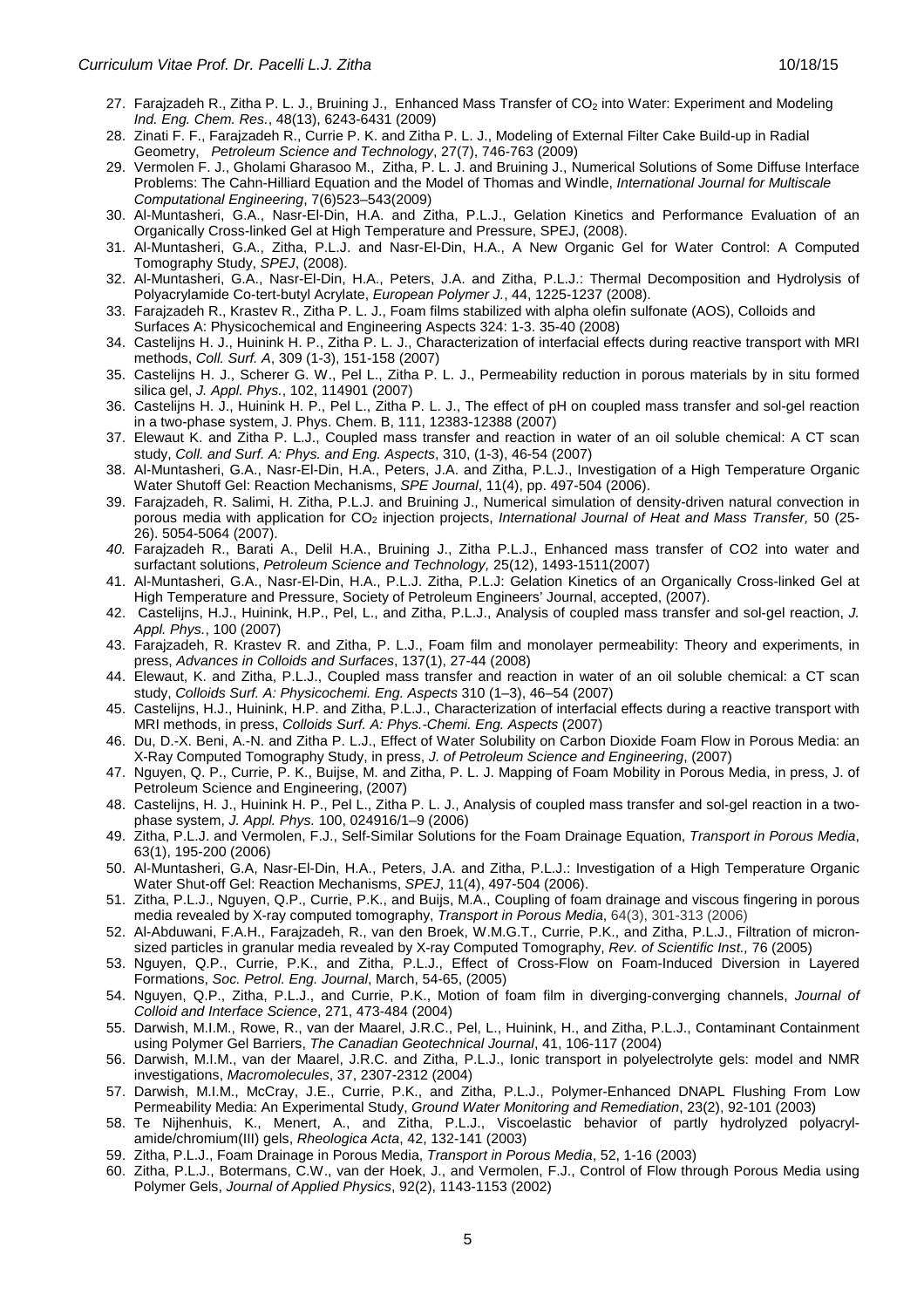27. Farajzadeh R., Zitha P. L. J., Bruining J., Enhanced Mass Transfer of $CO_2$ into Water: Experiment and Modeling *Ind. Eng. Chem. Res.*, 48(13), 6243-6431 (2009)
28. Zinati F. F., Farajzadeh R., Currie P. K. and Zitha P. L. J., Modeling of External Filter Cake Build-up in Radial Geometry, *Petroleum Science and Technology*, 27(7), 746-763 (2009)
29. Vermolen F. J., Gholami Gharasoo M., Zitha, P. L. J. and Bruining J., Numerical Solutions of Some Diffuse Interface Problems: The Cahn-Hilliard Equation and the Model of Thomas and Windle, *International Journal for Multiscale Computational Engineering*, 7(6)523–543(2009)
30. Al-Muntasheri, G.A., Nasr-El-Din, H.A. and Zitha, P.L.J., Gelation Kinetics and Performance Evaluation of an Organically Cross-linked Gel at High Temperature and Pressure, SPEJ, (2008).
31. Al-Muntasheri, G.A., Zitha, P.L.J. and Nasr-El-Din, H.A., A New Organic Gel for Water Control: A Computed Tomography Study, *SPEJ*, (2008).
32. Al-Muntasheri, G.A., Nasr-El-Din, H.A., Peters, J.A. and Zitha, P.L.J.: Thermal Decomposition and Hydrolysis of Polyacrylamide Co-tert-butyl Acrylate, *European Polymer J.*, 44, 1225-1237 (2008).
33. Farajzadeh R., Krastev R., Zitha P. L. J., Foam films stabilized with alpha olefin sulfonate (AOS), Colloids and Surfaces A: Physicochemical and Engineering Aspects 324: 1-3. 35-40 (2008)
34. Castelijns H. J., Huinink H. P., Zitha P. L. J., Characterization of interfacial effects during reactive transport with MRI methods, *Coll. Surf. A*, 309 (1-3), 151-158 (2007)
35. Castelijns H. J., Scherer G. W., Pel L., Zitha P. L. J., Permeability reduction in porous materials by in situ formed silica gel, *J. Appl. Phys.*, 102, 114901 (2007)
36. Castelijns H. J., Huinink H. P., Pel L., Zitha P. L. J., The effect of pH on coupled mass transfer and sol-gel reaction in a two-phase system, J. Phys. Chem. B, 111, 12383-12388 (2007)
37. Elewaut K. and Zitha P. L.J., Coupled mass transfer and reaction in water of an oil soluble chemical: A CT scan study, *Coll. and Surf. A: Phys. and Eng. Aspects*, 310, (1-3), 46-54 (2007)
38. Al-Muntasheri, G.A., Nasr-El-Din, H.A., Peters, J.A. and Zitha, P.L.J., Investigation of a High Temperature Organic Water Shutoff Gel: Reaction Mechanisms, *SPE Journal*, 11(4), pp. 497-504 (2006).
39. Farajzadeh, R. Salimi, H. Zitha, P.L.J. and Bruining J., Numerical simulation of density-driven natural convection in porous media with application for $CO_2$ injection projects, *International Journal of Heat and Mass Transfer,* 50 (25-26). 5054-5064 (2007).
40. Farajzadeh R., Barati A., Delil H.A., Bruining J., Zitha P.L.J., Enhanced mass transfer of CO2 into water and surfactant solutions, *Petroleum Science and Technology,* 25(12), 1493-1511(2007)
41. Al-Muntasheri, G.A., Nasr-El-Din, H.A., P.L.J. Zitha, P.L.J: Gelation Kinetics of an Organically Cross-linked Gel at High Temperature and Pressure, Society of Petroleum Engineers' Journal, accepted, (2007).
42. Castelijns, H.J., Huinink, H.P., Pel, L., and Zitha, P.L.J., Analysis of coupled mass transfer and sol-gel reaction, *J. Appl. Phys.*, 100 (2007)
43. Farajzadeh, R. Krastev R. and Zitha, P. L.J., Foam film and monolayer permeability: Theory and experiments, in press, *Advances in Colloids and Surfaces*, 137(1), 27-44 (2008)
44. Elewaut, K. and Zitha, P.L.J., Coupled mass transfer and reaction in water of an oil soluble chemical: a CT scan study, *Colloids Surf. A: Physicochemi. Eng. Aspects* 310 (1–3), 46–54 (2007)
45. Castelijns, H.J., Huinink, H.P. and Zitha, P.L.J., Characterization of interfacial effects during a reactive transport with MRI methods, in press, *Colloids Surf. A: Phys.-Chemi. Eng. Aspects* (2007)
46. Du, D.-X. Beni, A.-N. and Zitha P. L.J., Effect of Water Solubility on Carbon Dioxide Foam Flow in Porous Media: an X-Ray Computed Tomography Study, in press, *J. of Petroleum Science and Engineering*, (2007)
47. Nguyen, Q. P., Currie, P. K., Buijse, M. and Zitha, P. L. J. Mapping of Foam Mobility in Porous Media, in press, J. of Petroleum Science and Engineering, (2007)
48. Castelijns, H. J., Huinink H. P., Pel L., Zitha P. L. J., Analysis of coupled mass transfer and sol-gel reaction in a two-phase system, *J. Appl. Phys.* 100, 024916/1–9 (2006)
49. Zitha, P.L.J. and Vermolen, F.J., Self-Similar Solutions for the Foam Drainage Equation, *Transport in Porous Media*, 63(1), 195-200 (2006)
50. Al-Muntasheri, G.A, Nasr-El-Din, H.A., Peters, J.A. and Zitha, P.L.J.: Investigation of a High Temperature Organic Water Shut-off Gel: Reaction Mechanisms, *SPEJ*, 11(4), 497-504 (2006).
51. Zitha, P.L.J., Nguyen, Q.P., Currie, P.K., and Buijs, M.A., Coupling of foam drainage and viscous fingering in porous media revealed by X-ray computed tomography, *Transport in Porous Media*, 64(3), 301-313 (2006)
52. Al-Abduwani, F.A.H., Farajzadeh, R., van den Broek, W.M.G.T., Currie, P.K., and Zitha, P.L.J., Filtration of micron-sized particles in granular media revealed by X-ray Computed Tomography, *Rev. of Scientific Inst.,* 76 (2005)
53. Nguyen, Q.P., Currie, P.K., and Zitha, P.L.J., Effect of Cross-Flow on Foam-Induced Diversion in Layered Formations, *Soc. Petrol. Eng. Journal*, March, 54-65, (2005)
54. Nguyen, Q.P., Zitha, P.L.J., and Currie, P.K., Motion of foam film in diverging-converging channels, *Journal of Colloid and Interface Science*, 271, 473-484 (2004)
55. Darwish, M.I.M., Rowe, R., van der Maarel, J.R.C., Pel, L., Huinink, H., and Zitha, P.L.J., Contaminant Containment using Polymer Gel Barriers, *The Canadian Geotechnical Journal*, 41, 106-117 (2004)
56. Darwish, M.I.M., van der Maarel, J.R.C. and Zitha, P.L.J., Ionic transport in polyelectrolyte gels: model and NMR investigations, *Macromolecules*, 37, 2307-2312 (2004)
57. Darwish, M.I.M., McCray, J.E., Currie, P.K., and Zitha, P.L.J., Polymer-Enhanced DNAPL Flushing From Low Permeability Media: An Experimental Study, *Ground Water Monitoring and Remediation*, 23(2), 92-101 (2003)
58. Te Nijhenhuis, K., Menert, A., and Zitha, P.L.J., Viscoelastic behavior of partly hydrolyzed polyacrylamide/chromium(III) gels, *Rheologica Acta*, 42, 132-141 (2003)
59. Zitha, P.L.J., Foam Drainage in Porous Media, *Transport in Porous Media*, 52, 1-16 (2003)
60. Zitha, P.L.J., Botermans, C.W., van der Hoek, J., and Vermolen, F.J., Control of Flow through Porous Media using Polymer Gels, *Journal of Applied Physics*, 92(2), 1143-1153 (2002)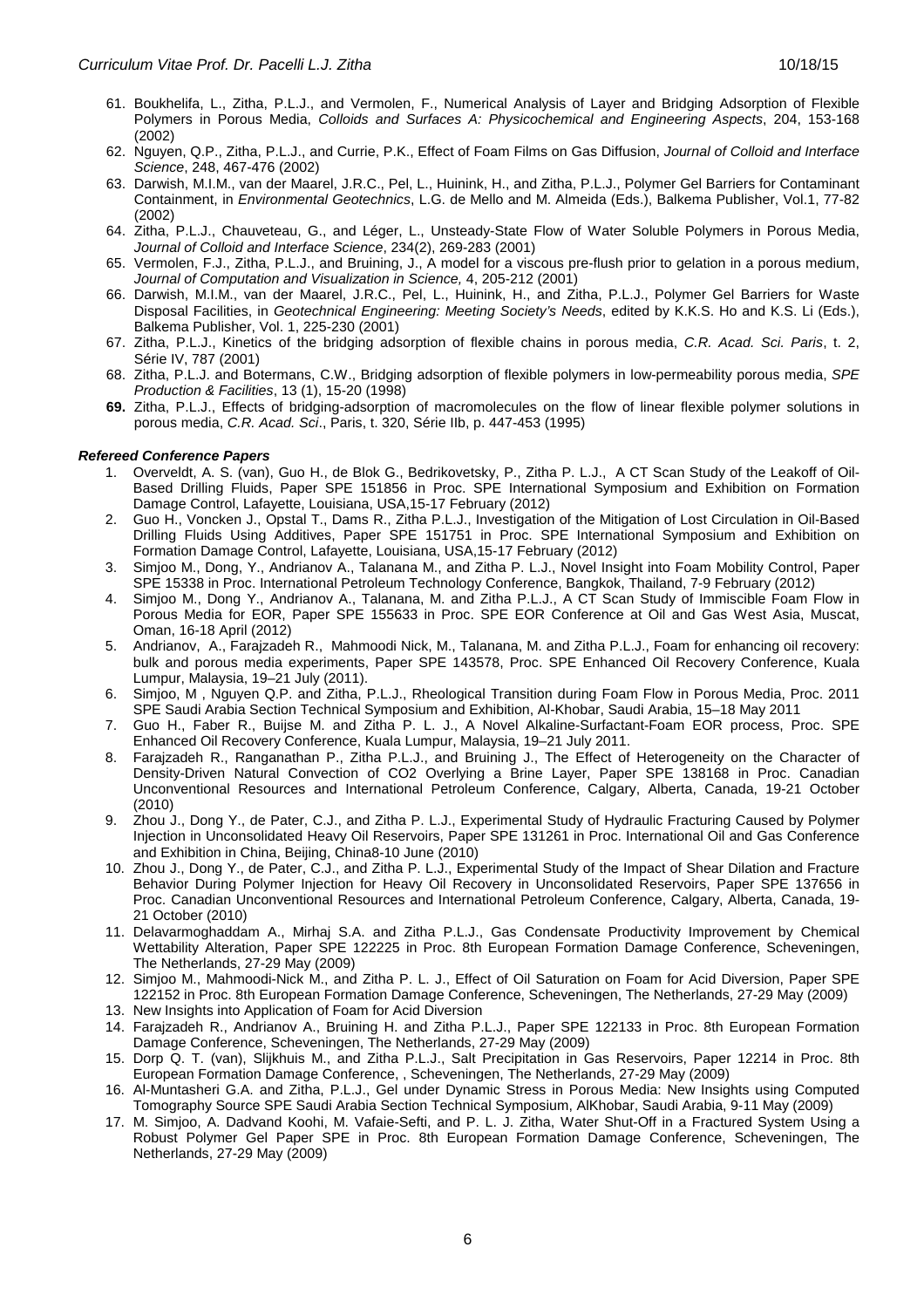61. Boukhelifa, L., Zitha, P.L.J., and Vermolen, F., Numerical Analysis of Layer and Bridging Adsorption of Flexible Polymers in Porous Media, *Colloids and Surfaces A: Physicochemical and Engineering Aspects*, 204, 153-168 (2002)
62. Nguyen, Q.P., Zitha, P.L.J., and Currie, P.K., Effect of Foam Films on Gas Diffusion, *Journal of Colloid and Interface Science*, 248, 467-476 (2002)
63. Darwish, M.I.M., van der Maarel, J.R.C., Pel, L., Huinink, H., and Zitha, P.L.J., Polymer Gel Barriers for Contaminant Containment, in *Environmental Geotechnics*, L.G. de Mello and M. Almeida (Eds.), Balkema Publisher, Vol.1, 77-82 (2002)
64. Zitha, P.L.J., Chauveteau, G., and Léger, L., Unsteady-State Flow of Water Soluble Polymers in Porous Media, *Journal of Colloid and Interface Science*, 234(2), 269-283 (2001)
65. Vermolen, F.J., Zitha, P.L.J., and Bruining, J., A model for a viscous pre-flush prior to gelation in a porous medium, *Journal of Computation and Visualization in Science,* 4, 205-212 (2001)
66. Darwish, M.I.M., van der Maarel, J.R.C., Pel, L., Huinink, H., and Zitha, P.L.J., Polymer Gel Barriers for Waste Disposal Facilities, in *Geotechnical Engineering: Meeting Society's Needs*, edited by K.K.S. Ho and K.S. Li (Eds.), Balkema Publisher, Vol. 1, 225-230 (2001)
67. Zitha, P.L.J., Kinetics of the bridging adsorption of flexible chains in porous media, *C.R. Acad. Sci. Paris*, t. 2, Série IV, 787 (2001)
68. Zitha, P.L.J. and Botermans, C.W., Bridging adsorption of flexible polymers in low-permeability porous media, *SPE Production & Facilities*, 13 (1), 15-20 (1998)
69. Zitha, P.L.J., Effects of bridging-adsorption of macromolecules on the flow of linear flexible polymer solutions in porous media, *C.R. Acad. Sci*., Paris, t. 320, Série IIb, p. 447-453 (1995)

***Refereed Conference Papers***

1. Overveldt, A. S. (van), Guo H., de Blok G., Bedrikovetsky, P., Zitha P. L.J., A CT Scan Study of the Leakoff of Oil-Based Drilling Fluids, Paper SPE 151856 in Proc. SPE International Symposium and Exhibition on Formation Damage Control, Lafayette, Louisiana, USA,15-17 February (2012)
2. Guo H., Voncken J., Opstal T., Dams R., Zitha P.L.J., Investigation of the Mitigation of Lost Circulation in Oil-Based Drilling Fluids Using Additives, Paper SPE 151751 in Proc. SPE International Symposium and Exhibition on Formation Damage Control, Lafayette, Louisiana, USA,15-17 February (2012)
3. Simjoo M., Dong, Y., Andrianov A., Talanana M., and Zitha P. L.J., Novel Insight into Foam Mobility Control, Paper SPE 15338 in Proc. International Petroleum Technology Conference, Bangkok, Thailand, 7-9 February (2012)
4. Simjoo M., Dong Y., Andrianov A., Talanana, M. and Zitha P.L.J., A CT Scan Study of Immiscible Foam Flow in Porous Media for EOR, Paper SPE 155633 in Proc. SPE EOR Conference at Oil and Gas West Asia, Muscat, Oman, 16-18 April (2012)
5. Andrianov, A., Farajzadeh R., Mahmoodi Nick, M., Talanana, M. and Zitha P.L.J., Foam for enhancing oil recovery: bulk and porous media experiments, Paper SPE 143578, Proc. SPE Enhanced Oil Recovery Conference, Kuala Lumpur, Malaysia, 19–21 July (2011).
6. Simjoo, M , Nguyen Q.P. and Zitha, P.L.J., Rheological Transition during Foam Flow in Porous Media, Proc. 2011 SPE Saudi Arabia Section Technical Symposium and Exhibition, Al-Khobar, Saudi Arabia, 15–18 May 2011
7. Guo H., Faber R., Buijse M. and Zitha P. L. J., A Novel Alkaline-Surfactant-Foam EOR process, Proc. SPE Enhanced Oil Recovery Conference, Kuala Lumpur, Malaysia, 19–21 July 2011.
8. Farajzadeh R., Ranganathan P., Zitha P.L.J., and Bruining J., The Effect of Heterogeneity on the Character of Density-Driven Natural Convection of CO2 Overlying a Brine Layer, Paper SPE 138168 in Proc. Canadian Unconventional Resources and International Petroleum Conference, Calgary, Alberta, Canada, 19-21 October (2010)
9. Zhou J., Dong Y., de Pater, C.J., and Zitha P. L.J., Experimental Study of Hydraulic Fracturing Caused by Polymer Injection in Unconsolidated Heavy Oil Reservoirs, Paper SPE 131261 in Proc. International Oil and Gas Conference and Exhibition in China, Beijing, China8-10 June (2010)
10. Zhou J., Dong Y., de Pater, C.J., and Zitha P. L.J., Experimental Study of the Impact of Shear Dilation and Fracture Behavior During Polymer Injection for Heavy Oil Recovery in Unconsolidated Reservoirs, Paper SPE 137656 in Proc. Canadian Unconventional Resources and International Petroleum Conference, Calgary, Alberta, Canada, 19-21 October (2010)
11. Delavarmoghaddam A., Mirhaj S.A. and Zitha P.L.J., Gas Condensate Productivity Improvement by Chemical Wettability Alteration, Paper SPE 122225 in Proc. 8th European Formation Damage Conference, Scheveningen, The Netherlands, 27-29 May (2009)
12. Simjoo M., Mahmoodi-Nick M., and Zitha P. L. J., Effect of Oil Saturation on Foam for Acid Diversion, Paper SPE 122152 in Proc. 8th European Formation Damage Conference, Scheveningen, The Netherlands, 27-29 May (2009)
13. New Insights into Application of Foam for Acid Diversion
14. Farajzadeh R., Andrianov A., Bruining H. and Zitha P.L.J., Paper SPE 122133 in Proc. 8th European Formation Damage Conference, Scheveningen, The Netherlands, 27-29 May (2009)
15. Dorp Q. T. (van), Slijkhuis M., and Zitha P.L.J., Salt Precipitation in Gas Reservoirs, Paper 12214 in Proc. 8th European Formation Damage Conference, , Scheveningen, The Netherlands, 27-29 May (2009)
16. Al-Muntasheri G.A. and Zitha, P.L.J., Gel under Dynamic Stress in Porous Media: New Insights using Computed Tomography Source SPE Saudi Arabia Section Technical Symposium, AlKhobar, Saudi Arabia, 9-11 May (2009)
17. M. Simjoo, A. Dadvand Koohi, M. Vafaie-Sefti, and P. L. J. Zitha, Water Shut-Off in a Fractured System Using a Robust Polymer Gel Paper SPE in Proc. 8th European Formation Damage Conference, Scheveningen, The Netherlands, 27-29 May (2009)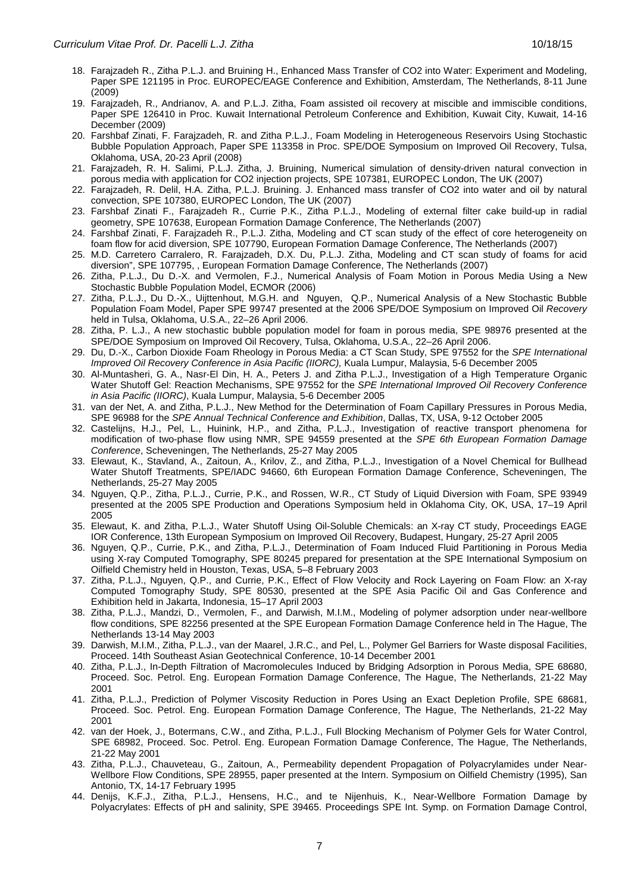18. Farajzadeh R., Zitha P.L.J. and Bruining H., Enhanced Mass Transfer of $CO_2$ into Water: Experiment and Modeling, Paper SPE 121195 in Proc. EUROPEC/EAGE Conference and Exhibition, Amsterdam, The Netherlands, 8-11 June (2009)
19. Farajzadeh, R., Andrianov, A. and P.L.J. Zitha, Foam assisted oil recovery at miscible and immiscible conditions, Paper SPE 126410 in Proc. Kuwait International Petroleum Conference and Exhibition, Kuwait City, Kuwait, 14-16 December (2009)
20. Farshbaf Zinati, F. Farajzadeh, R. and Zitha P.L.J., Foam Modeling in Heterogeneous Reservoirs Using Stochastic Bubble Population Approach, Paper SPE 113358 in Proc. SPE/DOE Symposium on Improved Oil Recovery, Tulsa, Oklahoma, USA, 20-23 April (2008)
21. Farajzadeh, R. H. Salimi, P.L.J. Zitha, J. Bruining, Numerical simulation of density-driven natural convection in porous media with application for $CO_2$ injection projects, SPE 107381, EUROPEC London, The UK (2007)
22. Farajzadeh, R. Delil, H.A. Zitha, P.L.J. Bruining. J. Enhanced mass transfer of $CO_2$ into water and oil by natural convection, SPE 107380, EUROPEC London, The UK (2007)
23. Farshbaf Zinati F., Farajzadeh R., Currie P.K., Zitha P.L.J., Modeling of external filter cake build-up in radial geometry, SPE 107638, European Formation Damage Conference, The Netherlands (2007)
24. Farshbaf Zinati, F. Farajzadeh R., P.L.J. Zitha, Modeling and CT scan study of the effect of core heterogeneity on foam flow for acid diversion, SPE 107790, European Formation Damage Conference, The Netherlands (2007)
25. M.D. Carretero Carralero, R. Farajzadeh, D.X. Du, P.L.J. Zitha, Modeling and CT scan study of foams for acid diversion", SPE 107795, , European Formation Damage Conference, The Netherlands (2007)
26. Zitha, P.L.J., Du D.-X. and Vermolen, F.J., Numerical Analysis of Foam Motion in Porous Media Using a New Stochastic Bubble Population Model, ECMOR (2006)
27. Zitha, P.L.J., Du D.-X., Uijttenhout, M.G.H. and Nguyen, Q.P., Numerical Analysis of a New Stochastic Bubble Population Foam Model, Paper SPE 99747 presented at the 2006 SPE/DOE Symposium on Improved Oil *Recovery* held in Tulsa, Oklahoma, U.S.A., 22–26 April 2006.
28. Zitha, P. L.J., A new stochastic bubble population model for foam in porous media, SPE 98976 presented at the SPE/DOE Symposium on Improved Oil Recovery, Tulsa, Oklahoma, U.S.A., 22–26 April 2006.
29. Du, D.-X., Carbon Dioxide Foam Rheology in Porous Media: a CT Scan Study, SPE 97552 for the *SPE International Improved Oil Recovery Conference in Asia Pacific (IIORC),* Kuala Lumpur, Malaysia, 5-6 December 2005
30. Al-Muntasheri, G. A., Nasr-El Din, H. A., Peters J. and Zitha P.L.J., Investigation of a High Temperature Organic Water Shutoff Gel: Reaction Mechanisms, SPE 97552 for the *SPE International Improved Oil Recovery Conference in Asia Pacific (IIORC)*, Kuala Lumpur, Malaysia, 5-6 December 2005
31. van der Net, A. and Zitha, P.L.J., New Method for the Determination of Foam Capillary Pressures in Porous Media, SPE 96988 for the *SPE Annual Technical Conference and Exhibition*, Dallas, TX, USA, 9-12 October 2005
32. Castelijns, H.J., Pel, L., Huinink, H.P., and Zitha, P.L.J., Investigation of reactive transport phenomena for modification of two-phase flow using NMR, SPE 94559 presented at the *SPE 6th European Formation Damage Conference*, Scheveningen, The Netherlands, 25-27 May 2005
33. Elewaut, K., Stavland, A., Zaitoun, A., Krilov, Z., and Zitha, P.L.J., Investigation of a Novel Chemical for Bullhead Water Shutoff Treatments, SPE/IADC 94660, 6th European Formation Damage Conference, Scheveningen, The Netherlands, 25-27 May 2005
34. Nguyen, Q.P., Zitha, P.L.J., Currie, P.K., and Rossen, W.R., CT Study of Liquid Diversion with Foam, SPE 93949 presented at the 2005 SPE Production and Operations Symposium held in Oklahoma City, OK, USA, 17–19 April 2005
35. Elewaut, K. and Zitha, P.L.J., Water Shutoff Using Oil-Soluble Chemicals: an X-ray CT study, Proceedings EAGE IOR Conference, 13th European Symposium on Improved Oil Recovery, Budapest, Hungary, 25-27 April 2005
36. Nguyen, Q.P., Currie, P.K., and Zitha, P.L.J., Determination of Foam Induced Fluid Partitioning in Porous Media using X-ray Computed Tomography, SPE 80245 prepared for presentation at the SPE International Symposium on Oilfield Chemistry held in Houston, Texas, USA, 5–8 February 2003
37. Zitha, P.L.J., Nguyen, Q.P., and Currie, P.K., Effect of Flow Velocity and Rock Layering on Foam Flow: an X-ray Computed Tomography Study, SPE 80530, presented at the SPE Asia Pacific Oil and Gas Conference and Exhibition held in Jakarta, Indonesia, 15–17 April 2003
38. Zitha, P.L.J., Mandzi, D., Vermolen, F., and Darwish, M.I.M., Modeling of polymer adsorption under near-wellbore flow conditions, SPE 82256 presented at the SPE European Formation Damage Conference held in The Hague, The Netherlands 13-14 May 2003
39. Darwish, M.I.M., Zitha, P.L.J., van der Maarel, J.R.C., and Pel, L., Polymer Gel Barriers for Waste disposal Facilities, Proceed. 14th Southeast Asian Geotechnical Conference, 10-14 December 2001
40. Zitha, P.L.J., In-Depth Filtration of Macromolecules Induced by Bridging Adsorption in Porous Media, SPE 68680, Proceed. Soc. Petrol. Eng. European Formation Damage Conference, The Hague, The Netherlands, 21-22 May 2001
41. Zitha, P.L.J., Prediction of Polymer Viscosity Reduction in Pores Using an Exact Depletion Profile, SPE 68681, Proceed. Soc. Petrol. Eng. European Formation Damage Conference, The Hague, The Netherlands, 21-22 May 2001
42. van der Hoek, J., Botermans, C.W., and Zitha, P.L.J., Full Blocking Mechanism of Polymer Gels for Water Control, SPE 68982, Proceed. Soc. Petrol. Eng. European Formation Damage Conference, The Hague, The Netherlands, 21-22 May 2001
43. Zitha, P.L.J., Chauveteau, G., Zaitoun, A., Permeability dependent Propagation of Polyacrylamides under Near-Wellbore Flow Conditions, SPE 28955, paper presented at the Intern. Symposium on Oilfield Chemistry (1995), San Antonio, TX, 14-17 February 1995
44. Denijs, K.F.J., Zitha, P.L.J., Hensens, H.C., and te Nijenhuis, K., Near-Wellbore Formation Damage by Polyacrylates: Effects of pH and salinity, SPE 39465. Proceedings SPE Int. Symp. on Formation Damage Control,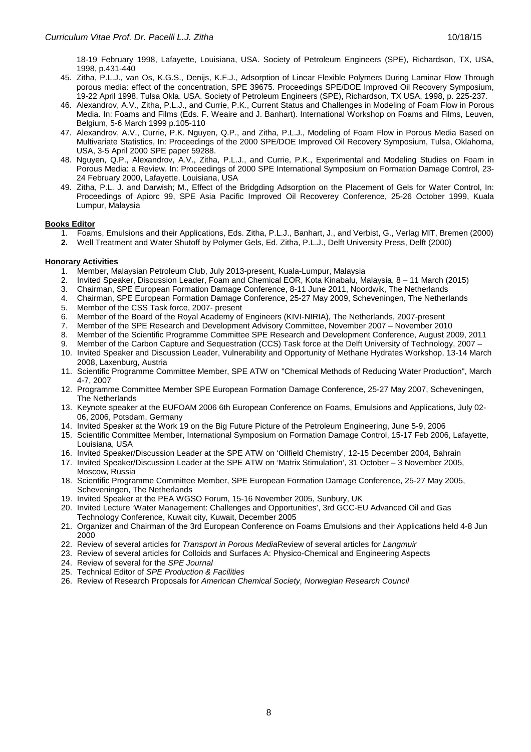18-19 February 1998, Lafayette, Louisiana, USA. Society of Petroleum Engineers (SPE), Richardson, TX, USA, 1998, p.431-440

45. Zitha, P.L.J., van Os, K.G.S., Denijs, K.F.J., Adsorption of Linear Flexible Polymers During Laminar Flow Through porous media: effect of the concentration, SPE 39675. Proceedings SPE/DOE Improved Oil Recovery Symposium, 19-22 April 1998, Tulsa Okla. USA. Society of Petroleum Engineers (SPE), Richardson, TX USA, 1998, p. 225-237.
46. Alexandrov, A.V., Zitha, P.L.J., and Currie, P.K., Current Status and Challenges in Modeling of Foam Flow in Porous Media. In: Foams and Films (Eds. F. Weaire and J. Banhart). International Workshop on Foams and Films, Leuven, Belgium, 5-6 March 1999 p.105-110
47. Alexandrov, A.V., Currie, P.K. Nguyen, Q.P., and Zitha, P.L.J., Modeling of Foam Flow in Porous Media Based on Multivariate Statistics, In: Proceedings of the 2000 SPE/DOE Improved Oil Recovery Symposium, Tulsa, Oklahoma, USA, 3-5 April 2000 SPE paper 59288.
48. Nguyen, Q.P., Alexandrov, A.V., Zitha, P.L.J., and Currie, P.K., Experimental and Modeling Studies on Foam in Porous Media: a Review. In: Proceedings of 2000 SPE International Symposium on Formation Damage Control, 23-24 February 2000, Lafayette, Louisiana, USA
49. Zitha, P.L. J. and Darwish; M., Effect of the Bridging Adsorption on the Placement of Gels for Water Control, In: Proceedings of Apiorc 99, SPE Asia Pacific Improved Oil Recoverey Conference, 25-26 October 1999, Kuala Lumpur, Malaysia

**Books Editor**

1. Foams, Emulsions and their Applications, Eds. Zitha, P.L.J., Banhart, J., and Verbist, G., Verlag MIT, Bremen (2000)
2. Well Treatment and Water Shutoff by Polymer Gels, Ed. Zitha, P.L.J., Delft University Press, Delft (2000)

**Honorary Activities**

1. Member, Malaysian Petroleum Club, July 2013-present, Kuala-Lumpur, Malaysia
2. Invited Speaker, Discussion Leader, Foam and Chemical EOR, Kota Kinabalu, Malaysia, 8 – 11 March (2015)
3. Chairman, SPE European Formation Damage Conference, 8-11 June 2011, Noordwik, The Netherlands
4. Chairman, SPE European Formation Damage Conference, 25-27 May 2009, Scheveningen, The Netherlands
5. Member of the CSS Task force, 2007- present
6. Member of the Board of the Royal Academy of Engineers (KIVI-NIRIA), The Netherlands, 2007-present
7. Member of the SPE Research and Development Advisory Committee, November 2007 – November 2010
8. Member of the Scientific Programme Committee SPE Research and Development Conference, August 2009, 2011
9. Member of the Carbon Capture and Sequestration (CCS) Task force at the Delft University of Technology, 2007 –
10. Invited Speaker and Discussion Leader, Vulnerability and Opportunity of Methane Hydrates Workshop, 13-14 March 2008, Laxenburg, Austria
11. Scientific Programme Committee Member, SPE ATW on "Chemical Methods of Reducing Water Production", March 4-7, 2007
12. Programme Committee Member SPE European Formation Damage Conference, 25-27 May 2007, Scheveningen, The Netherlands
13. Keynote speaker at the EUFOAM 2006 6th European Conference on Foams, Emulsions and Applications, July 02-06, 2006, Potsdam, Germany
14. Invited Speaker at the Work 19 on the Big Future Picture of the Petroleum Engineering, June 5-9, 2006
15. Scientific Committee Member, International Symposium on Formation Damage Control, 15-17 Feb 2006, Lafayette, Louisiana, USA
16. Invited Speaker/Discussion Leader at the SPE ATW on 'Oilfield Chemistry', 12-15 December 2004, Bahrain
17. Invited Speaker/Discussion Leader at the SPE ATW on 'Matrix Stimulation', 31 October – 3 November 2005, Moscow, Russia
18. Scientific Programme Committee Member, SPE European Formation Damage Conference, 25-27 May 2005, Scheveningen, The Netherlands
19. Invited Speaker at the PEA WGSO Forum, 15-16 November 2005, Sunbury, UK
20. Invited Lecture 'Water Management: Challenges and Opportunities', 3rd GCC-EU Advanced Oil and Gas Technology Conference, Kuwait city, Kuwait, December 2005
21. Organizer and Chairman of the 3rd European Conference on Foams Emulsions and their Applications held 4-8 Jun 2000
22. Review of several articles for *Transport in Porous Media*Review of several articles for *Langmuir*
23. Review of several articles for Colloids and Surfaces A: Physico-Chemical and Engineering Aspects
24. Review of several for the *SPE Journal*
25. Technical Editor of *SPE Production & Facilities*
26. Review of Research Proposals for *American Chemical Society, Norwegian Research Council*